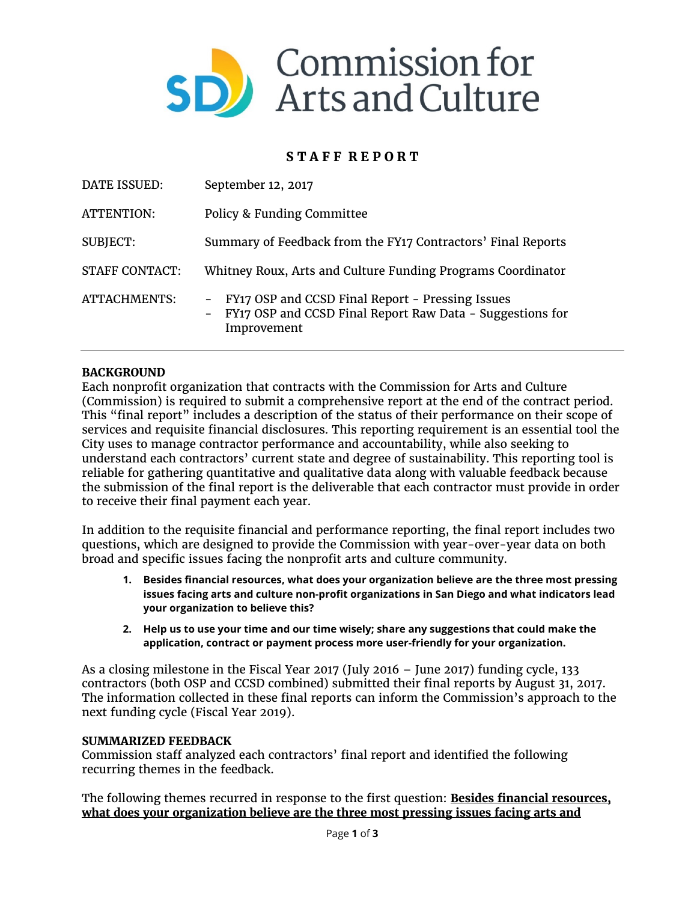Commission for Arts and Culture

**STAFF REPORT**

| | |
|---|---|
| DATE ISSUED: | September 12, 2017 |
| ATTENTION: | Policy & Funding Committee |
| SUBJECT: | Summary of Feedback from the FY17 Contractors' Final Reports |
| STAFF CONTACT: | Whitney Roux, Arts and Culture Funding Programs Coordinator |
| ATTACHMENTS: | - FY17 OSP and CCSD Final Report - Pressing Issues<br>- FY17 OSP and CCSD Final Report Raw Data - Suggestions for Improvement |

**BACKGROUND**

Each nonprofit organization that contracts with the Commission for Arts and Culture (Commission) is required to submit a comprehensive report at the end of the contract period. This "final report" includes a description of the status of their performance on their scope of services and requisite financial disclosures. This reporting requirement is an essential tool the City uses to manage contractor performance and accountability, while also seeking to understand each contractors' current state and degree of sustainability. This reporting tool is reliable for gathering quantitative and qualitative data along with valuable feedback because the submission of the final report is the deliverable that each contractor must provide in order to receive their final payment each year.

In addition to the requisite financial and performance reporting, the final report includes two questions, which are designed to provide the Commission with year-over-year data on both broad and specific issues facing the nonprofit arts and culture community.

1. **Besides financial resources, what does your organization believe are the three most pressing issues facing arts and culture non-profit organizations in San Diego and what indicators lead your organization to believe this?**
2. **Help us to use your time and our time wisely; share any suggestions that could make the application, contract or payment process more user-friendly for your organization.**

As a closing milestone in the Fiscal Year 2017 (July 2016 – June 2017) funding cycle, 133 contractors (both OSP and CCSD combined) submitted their final reports by August 31, 2017. The information collected in these final reports can inform the Commission's approach to the next funding cycle (Fiscal Year 2019).

**SUMMARIZED FEEDBACK**

Commission staff analyzed each contractors' final report and identified the following recurring themes in the feedback.

The following themes recurred in response to the first question: **Besides financial resources, what does your organization believe are the three most pressing issues facing arts and**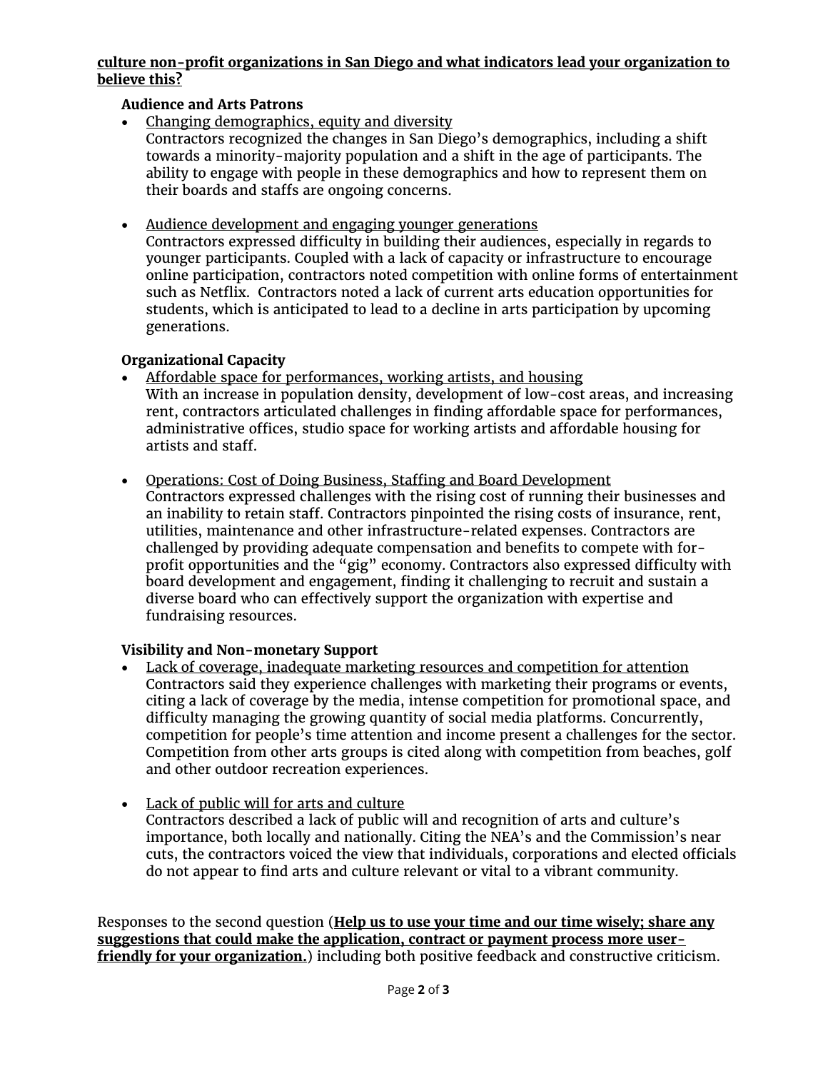**<u>culture non-profit organizations in San Diego and what indicators lead your organization to believe this?</u>**

**Audience and Arts Patrons**

- <u>Changing demographics, equity and diversity</u>
  Contractors recognized the changes in San Diego's demographics, including a shift towards a minority-majority population and a shift in the age of participants. The ability to engage with people in these demographics and how to represent them on their boards and staffs are ongoing concerns.

- <u>Audience development and engaging younger generations</u>
  Contractors expressed difficulty in building their audiences, especially in regards to younger participants. Coupled with a lack of capacity or infrastructure to encourage online participation, contractors noted competition with online forms of entertainment such as Netflix. Contractors noted a lack of current arts education opportunities for students, which is anticipated to lead to a decline in arts participation by upcoming generations.

**Organizational Capacity**

- <u>Affordable space for performances, working artists, and housing</u>
  With an increase in population density, development of low-cost areas, and increasing rent, contractors articulated challenges in finding affordable space for performances, administrative offices, studio space for working artists and affordable housing for artists and staff.

- <u>Operations: Cost of Doing Business, Staffing and Board Development</u>
  Contractors expressed challenges with the rising cost of running their businesses and an inability to retain staff. Contractors pinpointed the rising costs of insurance, rent, utilities, maintenance and other infrastructure-related expenses. Contractors are challenged by providing adequate compensation and benefits to compete with for-profit opportunities and the "gig" economy. Contractors also expressed difficulty with board development and engagement, finding it challenging to recruit and sustain a diverse board who can effectively support the organization with expertise and fundraising resources.

**Visibility and Non-monetary Support**

- <u>Lack of coverage, inadequate marketing resources and competition for attention</u>
  Contractors said they experience challenges with marketing their programs or events, citing a lack of coverage by the media, intense competition for promotional space, and difficulty managing the growing quantity of social media platforms. Concurrently, competition for people's time attention and income present a challenges for the sector. Competition from other arts groups is cited along with competition from beaches, golf and other outdoor recreation experiences.

- <u>Lack of public will for arts and culture</u>
  Contractors described a lack of public will and recognition of arts and culture's importance, both locally and nationally. Citing the NEA's and the Commission's near cuts, the contractors voiced the view that individuals, corporations and elected officials do not appear to find arts and culture relevant or vital to a vibrant community.

Responses to the second question (**<u>Help us to use your time and our time wisely; share any suggestions that could make the application, contract or payment process more user-friendly for your organization.</u>**) including both positive feedback and constructive criticism.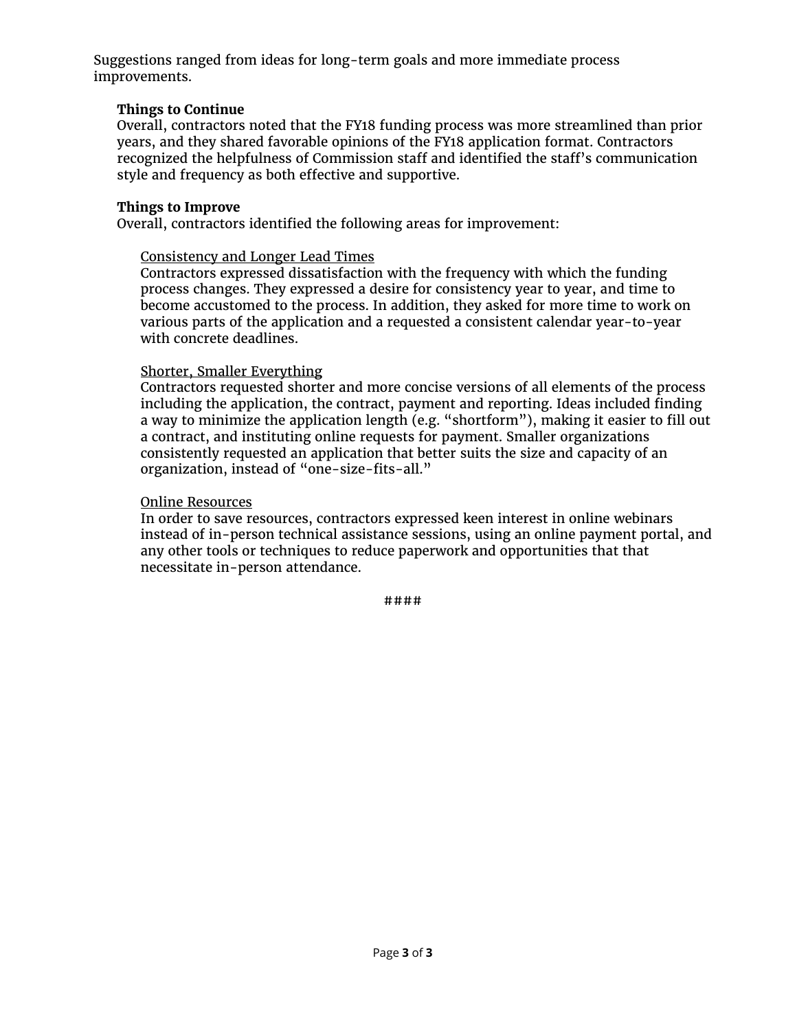Suggestions ranged from ideas for long-term goals and more immediate process improvements.

**Things to Continue**

Overall, contractors noted that the FY18 funding process was more streamlined than prior years, and they shared favorable opinions of the FY18 application format. Contractors recognized the helpfulness of Commission staff and identified the staff's communication style and frequency as both effective and supportive.

**Things to Improve**

Overall, contractors identified the following areas for improvement:

<u>Consistency and Longer Lead Times</u>

Contractors expressed dissatisfaction with the frequency with which the funding process changes. They expressed a desire for consistency year to year, and time to become accustomed to the process. In addition, they asked for more time to work on various parts of the application and a requested a consistent calendar year-to-year with concrete deadlines.

<u>Shorter, Smaller Everything</u>

Contractors requested shorter and more concise versions of all elements of the process including the application, the contract, payment and reporting. Ideas included finding a way to minimize the application length (e.g. "shortform"), making it easier to fill out a contract, and instituting online requests for payment. Smaller organizations consistently requested an application that better suits the size and capacity of an organization, instead of "one-size-fits-all."

<u>Online Resources</u>

In order to save resources, contractors expressed keen interest in online webinars instead of in-person technical assistance sessions, using an online payment portal, and any other tools or techniques to reduce paperwork and opportunities that that necessitate in-person attendance.

####